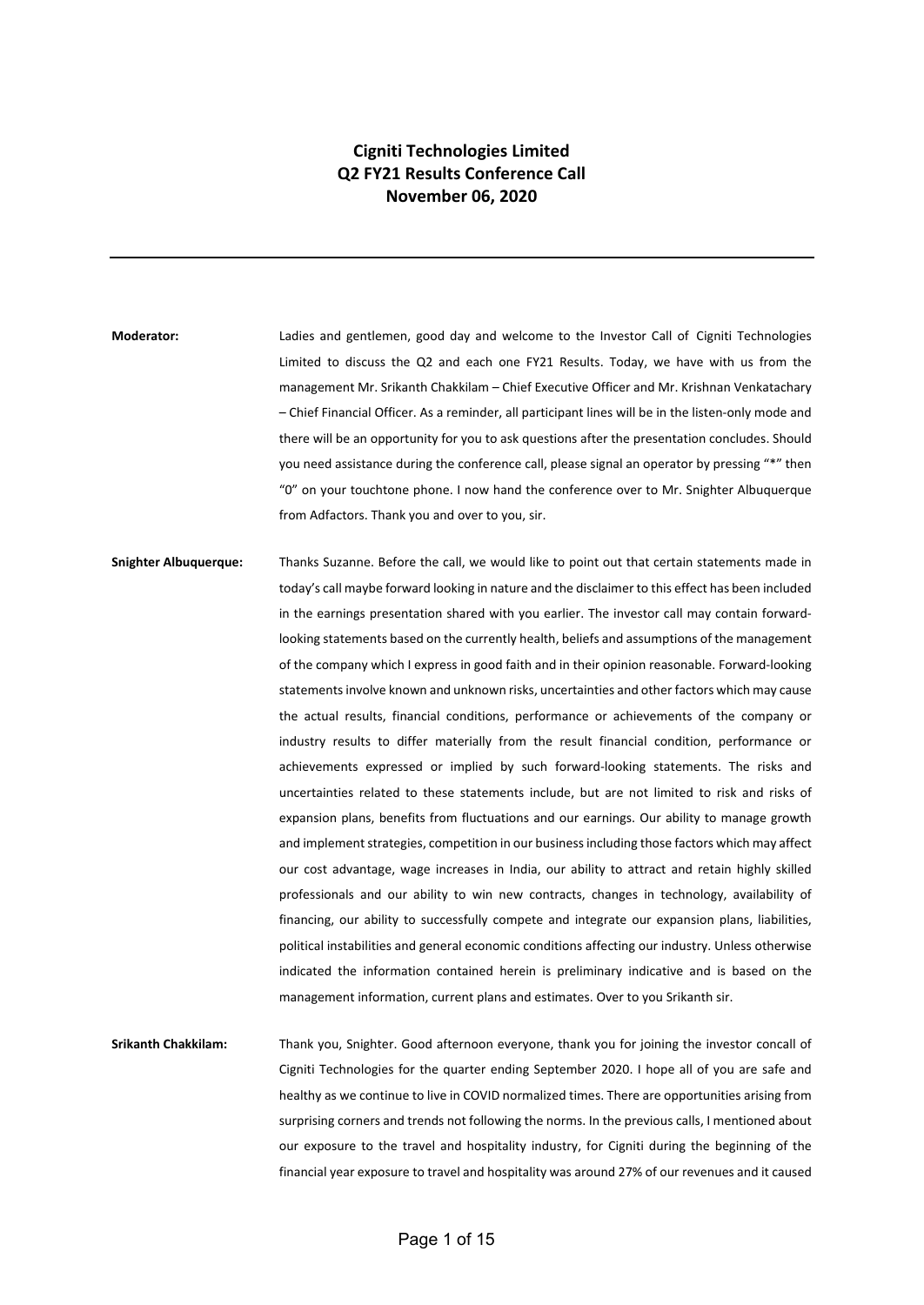# Cigniti Technologies Limited
# Q2 FY21 Results Conference Call
# November 06, 2020

---

**Moderator:** Ladies and gentlemen, good day and welcome to the Investor Call of Cigniti Technologies Limited to discuss the Q2 and each one FY21 Results. Today, we have with us from the management Mr. Srikanth Chakkilam – Chief Executive Officer and Mr. Krishnan Venkatachary – Chief Financial Officer. As a reminder, all participant lines will be in the listen-only mode and there will be an opportunity for you to ask questions after the presentation concludes. Should you need assistance during the conference call, please signal an operator by pressing "*" then "0" on your touchtone phone. I now hand the conference over to Mr. Snighter Albuquerque from Adfactors. Thank you and over to you, sir.

**Snighter Albuquerque:** Thanks Suzanne. Before the call, we would like to point out that certain statements made in today's call maybe forward looking in nature and the disclaimer to this effect has been included in the earnings presentation shared with you earlier. The investor call may contain forward-looking statements based on the currently health, beliefs and assumptions of the management of the company which I express in good faith and in their opinion reasonable. Forward-looking statements involve known and unknown risks, uncertainties and other factors which may cause the actual results, financial conditions, performance or achievements of the company or industry results to differ materially from the result financial condition, performance or achievements expressed or implied by such forward-looking statements. The risks and uncertainties related to these statements include, but are not limited to risk and risks of expansion plans, benefits from fluctuations and our earnings. Our ability to manage growth and implement strategies, competition in our business including those factors which may affect our cost advantage, wage increases in India, our ability to attract and retain highly skilled professionals and our ability to win new contracts, changes in technology, availability of financing, our ability to successfully compete and integrate our expansion plans, liabilities, political instabilities and general economic conditions affecting our industry. Unless otherwise indicated the information contained herein is preliminary indicative and is based on the management information, current plans and estimates. Over to you Srikanth sir.

**Srikanth Chakkilam:** Thank you, Snighter. Good afternoon everyone, thank you for joining the investor concall of Cigniti Technologies for the quarter ending September 2020. I hope all of you are safe and healthy as we continue to live in COVID normalized times. There are opportunities arising from surprising corners and trends not following the norms. In the previous calls, I mentioned about our exposure to the travel and hospitality industry, for Cigniti during the beginning of the financial year exposure to travel and hospitality was around 27% of our revenues and it caused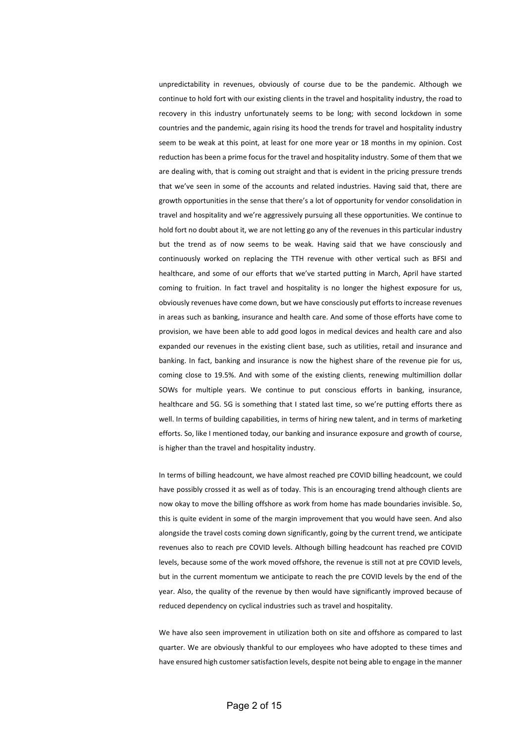unpredictability in revenues, obviously of course due to be the pandemic. Although we continue to hold fort with our existing clients in the travel and hospitality industry, the road to recovery in this industry unfortunately seems to be long; with second lockdown in some countries and the pandemic, again rising its hood the trends for travel and hospitality industry seem to be weak at this point, at least for one more year or 18 months in my opinion. Cost reduction has been a prime focus for the travel and hospitality industry. Some of them that we are dealing with, that is coming out straight and that is evident in the pricing pressure trends that we've seen in some of the accounts and related industries. Having said that, there are growth opportunities in the sense that there's a lot of opportunity for vendor consolidation in travel and hospitality and we're aggressively pursuing all these opportunities. We continue to hold fort no doubt about it, we are not letting go any of the revenues in this particular industry but the trend as of now seems to be weak. Having said that we have consciously and continuously worked on replacing the TTH revenue with other vertical such as BFSI and healthcare, and some of our efforts that we've started putting in March, April have started coming to fruition. In fact travel and hospitality is no longer the highest exposure for us, obviously revenues have come down, but we have consciously put efforts to increase revenues in areas such as banking, insurance and health care. And some of those efforts have come to provision, we have been able to add good logos in medical devices and health care and also expanded our revenues in the existing client base, such as utilities, retail and insurance and banking. In fact, banking and insurance is now the highest share of the revenue pie for us, coming close to 19.5%. And with some of the existing clients, renewing multimillion dollar SOWs for multiple years. We continue to put conscious efforts in banking, insurance, healthcare and 5G. 5G is something that I stated last time, so we're putting efforts there as well. In terms of building capabilities, in terms of hiring new talent, and in terms of marketing efforts. So, like I mentioned today, our banking and insurance exposure and growth of course, is higher than the travel and hospitality industry.

In terms of billing headcount, we have almost reached pre COVID billing headcount, we could have possibly crossed it as well as of today. This is an encouraging trend although clients are now okay to move the billing offshore as work from home has made boundaries invisible. So, this is quite evident in some of the margin improvement that you would have seen. And also alongside the travel costs coming down significantly, going by the current trend, we anticipate revenues also to reach pre COVID levels. Although billing headcount has reached pre COVID levels, because some of the work moved offshore, the revenue is still not at pre COVID levels, but in the current momentum we anticipate to reach the pre COVID levels by the end of the year. Also, the quality of the revenue by then would have significantly improved because of reduced dependency on cyclical industries such as travel and hospitality.

We have also seen improvement in utilization both on site and offshore as compared to last quarter. We are obviously thankful to our employees who have adopted to these times and have ensured high customer satisfaction levels, despite not being able to engage in the manner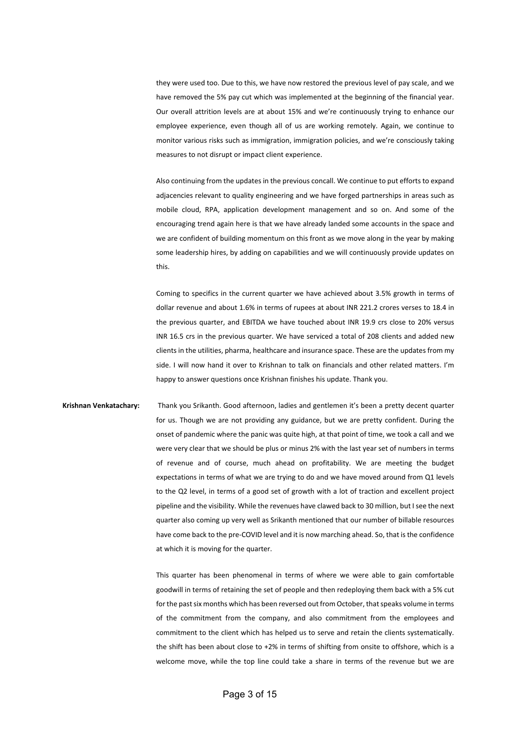they were used too. Due to this, we have now restored the previous level of pay scale, and we have removed the 5% pay cut which was implemented at the beginning of the financial year. Our overall attrition levels are at about 15% and we're continuously trying to enhance our employee experience, even though all of us are working remotely. Again, we continue to monitor various risks such as immigration, immigration policies, and we're consciously taking measures to not disrupt or impact client experience.

Also continuing from the updates in the previous concall. We continue to put efforts to expand adjacencies relevant to quality engineering and we have forged partnerships in areas such as mobile cloud, RPA, application development management and so on. And some of the encouraging trend again here is that we have already landed some accounts in the space and we are confident of building momentum on this front as we move along in the year by making some leadership hires, by adding on capabilities and we will continuously provide updates on this.

Coming to specifics in the current quarter we have achieved about 3.5% growth in terms of dollar revenue and about 1.6% in terms of rupees at about INR 221.2 crores verses to 18.4 in the previous quarter, and EBITDA we have touched about INR 19.9 crs close to 20% versus INR 16.5 crs in the previous quarter. We have serviced a total of 208 clients and added new clients in the utilities, pharma, healthcare and insurance space. These are the updates from my side. I will now hand it over to Krishnan to talk on financials and other related matters. I'm happy to answer questions once Krishnan finishes his update. Thank you.

**Krishnan Venkatachary:** Thank you Srikanth. Good afternoon, ladies and gentlemen it's been a pretty decent quarter for us. Though we are not providing any guidance, but we are pretty confident. During the onset of pandemic where the panic was quite high, at that point of time, we took a call and we were very clear that we should be plus or minus 2% with the last year set of numbers in terms of revenue and of course, much ahead on profitability. We are meeting the budget expectations in terms of what we are trying to do and we have moved around from Q1 levels to the Q2 level, in terms of a good set of growth with a lot of traction and excellent project pipeline and the visibility. While the revenues have clawed back to 30 million, but I see the next quarter also coming up very well as Srikanth mentioned that our number of billable resources have come back to the pre-COVID level and it is now marching ahead. So, that is the confidence at which it is moving for the quarter.

This quarter has been phenomenal in terms of where we were able to gain comfortable goodwill in terms of retaining the set of people and then redeploying them back with a 5% cut for the past six months which has been reversed out from October, that speaks volume in terms of the commitment from the company, and also commitment from the employees and commitment to the client which has helped us to serve and retain the clients systematically. the shift has been about close to +2% in terms of shifting from onsite to offshore, which is a welcome move, while the top line could take a share in terms of the revenue but we are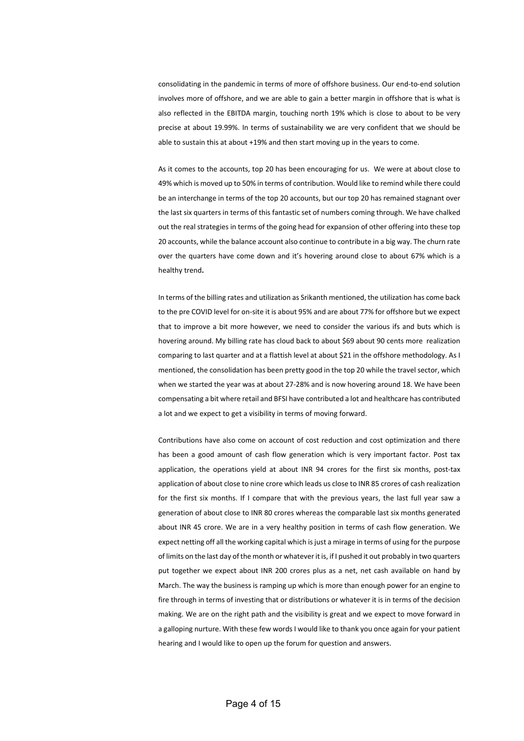consolidating in the pandemic in terms of more of offshore business. Our end-to-end solution involves more of offshore, and we are able to gain a better margin in offshore that is what is also reflected in the EBITDA margin, touching north 19% which is close to about to be very precise at about 19.99%. In terms of sustainability we are very confident that we should be able to sustain this at about +19% and then start moving up in the years to come.

As it comes to the accounts, top 20 has been encouraging for us. We were at about close to 49% which is moved up to 50% in terms of contribution. Would like to remind while there could be an interchange in terms of the top 20 accounts, but our top 20 has remained stagnant over the last six quarters in terms of this fantastic set of numbers coming through. We have chalked out the real strategies in terms of the going head for expansion of other offering into these top 20 accounts, while the balance account also continue to contribute in a big way. The churn rate over the quarters have come down and it's hovering around close to about 67% which is a healthy trend**.**

In terms of the billing rates and utilization as Srikanth mentioned, the utilization has come back to the pre COVID level for on-site it is about 95% and are about 77% for offshore but we expect that to improve a bit more however, we need to consider the various ifs and buts which is hovering around. My billing rate has cloud back to about $69 about 90 cents more realization comparing to last quarter and at a flattish level at about $21 in the offshore methodology. As I mentioned, the consolidation has been pretty good in the top 20 while the travel sector, which when we started the year was at about 27-28% and is now hovering around 18. We have been compensating a bit where retail and BFSI have contributed a lot and healthcare has contributed a lot and we expect to get a visibility in terms of moving forward.

Contributions have also come on account of cost reduction and cost optimization and there has been a good amount of cash flow generation which is very important factor. Post tax application, the operations yield at about INR 94 crores for the first six months, post-tax application of about close to nine crore which leads us close to INR 85 crores of cash realization for the first six months. If I compare that with the previous years, the last full year saw a generation of about close to INR 80 crores whereas the comparable last six months generated about INR 45 crore. We are in a very healthy position in terms of cash flow generation. We expect netting off all the working capital which is just a mirage in terms of using for the purpose of limits on the last day of the month or whatever it is, if I pushed it out probably in two quarters put together we expect about INR 200 crores plus as a net, net cash available on hand by March. The way the business is ramping up which is more than enough power for an engine to fire through in terms of investing that or distributions or whatever it is in terms of the decision making. We are on the right path and the visibility is great and we expect to move forward in a galloping nurture. With these few words I would like to thank you once again for your patient hearing and I would like to open up the forum for question and answers.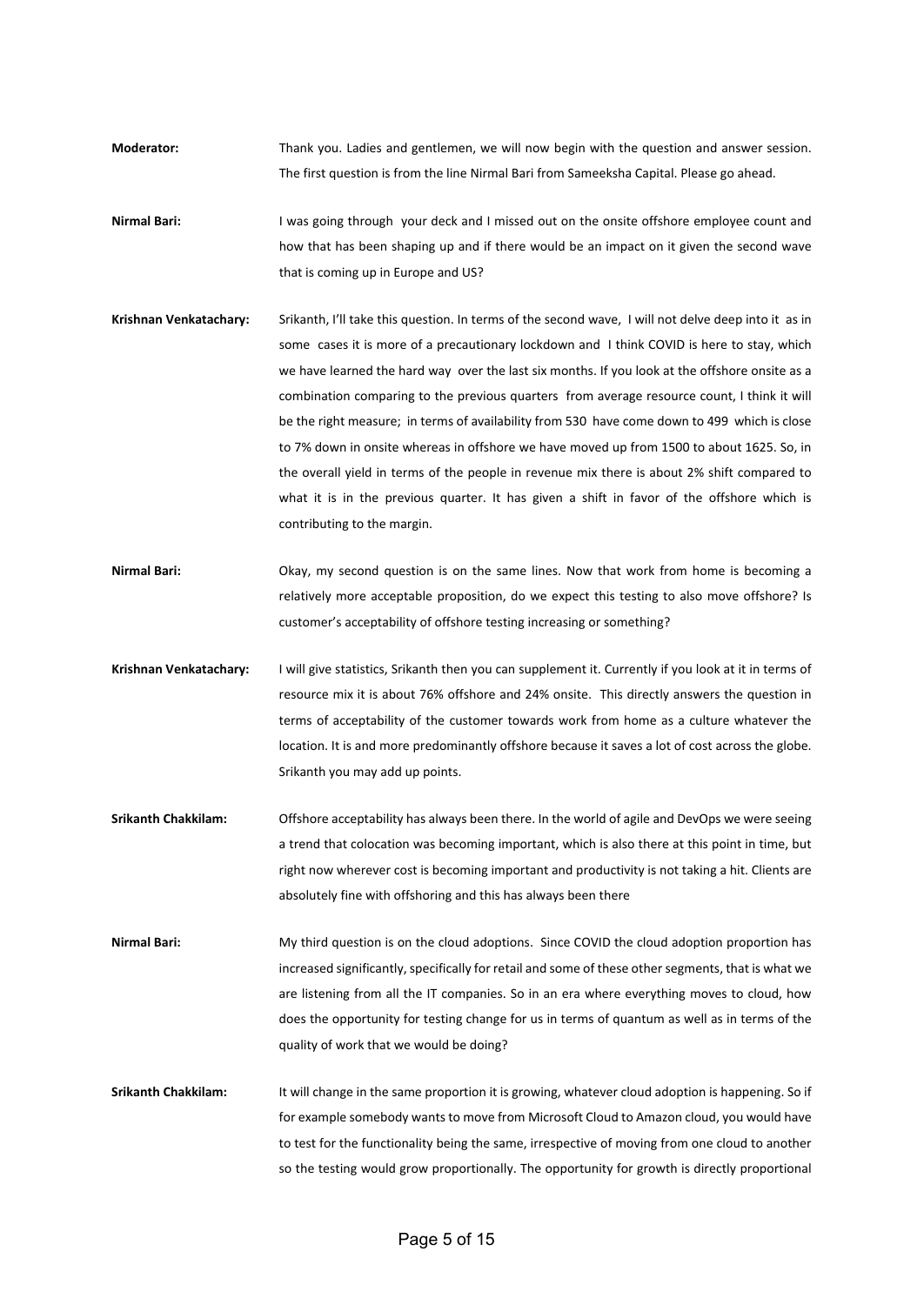**Moderator:** Thank you. Ladies and gentlemen, we will now begin with the question and answer session. The first question is from the line Nirmal Bari from Sameeksha Capital. Please go ahead.

**Nirmal Bari:** I was going through your deck and I missed out on the onsite offshore employee count and how that has been shaping up and if there would be an impact on it given the second wave that is coming up in Europe and US?

**Krishnan Venkatachary:** Srikanth, I'll take this question. In terms of the second wave, I will not delve deep into it as in some cases it is more of a precautionary lockdown and I think COVID is here to stay, which we have learned the hard way over the last six months. If you look at the offshore onsite as a combination comparing to the previous quarters from average resource count, I think it will be the right measure; in terms of availability from 530 have come down to 499 which is close to 7% down in onsite whereas in offshore we have moved up from 1500 to about 1625. So, in the overall yield in terms of the people in revenue mix there is about 2% shift compared to what it is in the previous quarter. It has given a shift in favor of the offshore which is contributing to the margin.

**Nirmal Bari:** Okay, my second question is on the same lines. Now that work from home is becoming a relatively more acceptable proposition, do we expect this testing to also move offshore? Is customer's acceptability of offshore testing increasing or something?

**Krishnan Venkatachary:** I will give statistics, Srikanth then you can supplement it. Currently if you look at it in terms of resource mix it is about 76% offshore and 24% onsite. This directly answers the question in terms of acceptability of the customer towards work from home as a culture whatever the location. It is and more predominantly offshore because it saves a lot of cost across the globe. Srikanth you may add up points.

**Srikanth Chakkilam:** Offshore acceptability has always been there. In the world of agile and DevOps we were seeing a trend that colocation was becoming important, which is also there at this point in time, but right now wherever cost is becoming important and productivity is not taking a hit. Clients are absolutely fine with offshoring and this has always been there

**Nirmal Bari:** My third question is on the cloud adoptions. Since COVID the cloud adoption proportion has increased significantly, specifically for retail and some of these other segments, that is what we are listening from all the IT companies. So in an era where everything moves to cloud, how does the opportunity for testing change for us in terms of quantum as well as in terms of the quality of work that we would be doing?

**Srikanth Chakkilam:** It will change in the same proportion it is growing, whatever cloud adoption is happening. So if for example somebody wants to move from Microsoft Cloud to Amazon cloud, you would have to test for the functionality being the same, irrespective of moving from one cloud to another so the testing would grow proportionally. The opportunity for growth is directly proportional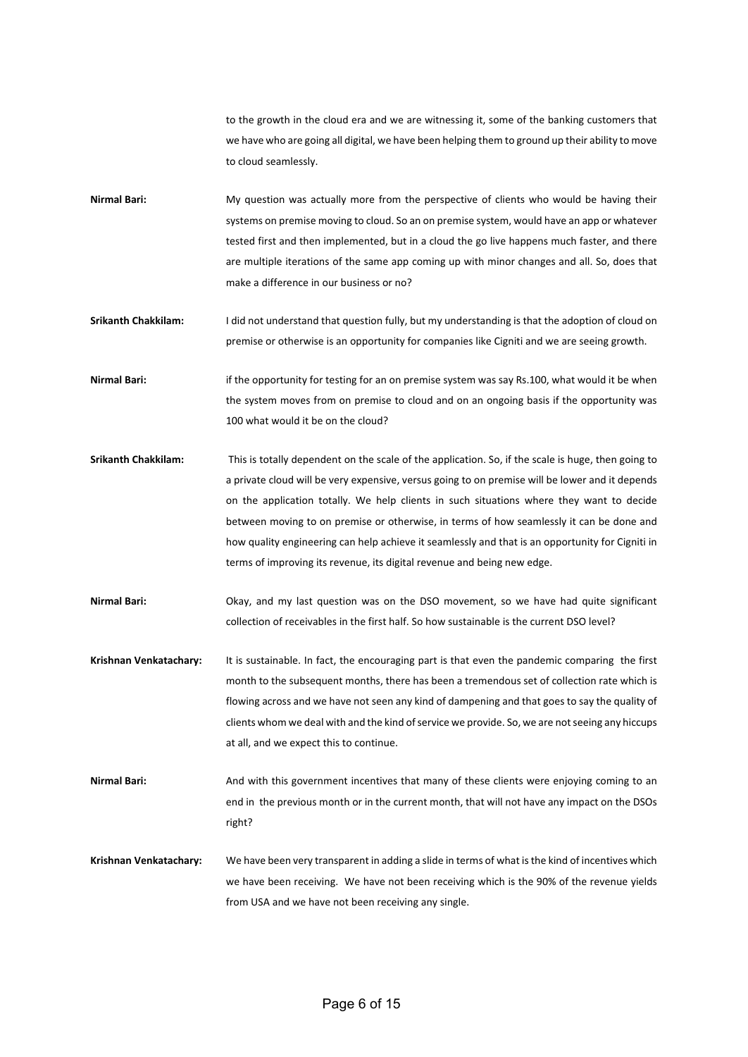to the growth in the cloud era and we are witnessing it, some of the banking customers that we have who are going all digital, we have been helping them to ground up their ability to move to cloud seamlessly.

**Nirmal Bari:** My question was actually more from the perspective of clients who would be having their systems on premise moving to cloud. So an on premise system, would have an app or whatever tested first and then implemented, but in a cloud the go live happens much faster, and there are multiple iterations of the same app coming up with minor changes and all. So, does that make a difference in our business or no?

**Srikanth Chakkilam:** I did not understand that question fully, but my understanding is that the adoption of cloud on premise or otherwise is an opportunity for companies like Cigniti and we are seeing growth.

**Nirmal Bari:** if the opportunity for testing for an on premise system was say Rs.100, what would it be when the system moves from on premise to cloud and on an ongoing basis if the opportunity was 100 what would it be on the cloud?

**Srikanth Chakkilam:** This is totally dependent on the scale of the application. So, if the scale is huge, then going to a private cloud will be very expensive, versus going to on premise will be lower and it depends on the application totally. We help clients in such situations where they want to decide between moving to on premise or otherwise, in terms of how seamlessly it can be done and how quality engineering can help achieve it seamlessly and that is an opportunity for Cigniti in terms of improving its revenue, its digital revenue and being new edge.

**Nirmal Bari:** Okay, and my last question was on the DSO movement, so we have had quite significant collection of receivables in the first half. So how sustainable is the current DSO level?

**Krishnan Venkatachary:** It is sustainable. In fact, the encouraging part is that even the pandemic comparing the first month to the subsequent months, there has been a tremendous set of collection rate which is flowing across and we have not seen any kind of dampening and that goes to say the quality of clients whom we deal with and the kind of service we provide. So, we are not seeing any hiccups at all, and we expect this to continue.

**Nirmal Bari:** And with this government incentives that many of these clients were enjoying coming to an end in the previous month or in the current month, that will not have any impact on the DSOs right?

**Krishnan Venkatachary:** We have been very transparent in adding a slide in terms of what is the kind of incentives which we have been receiving. We have not been receiving which is the 90% of the revenue yields from USA and we have not been receiving any single.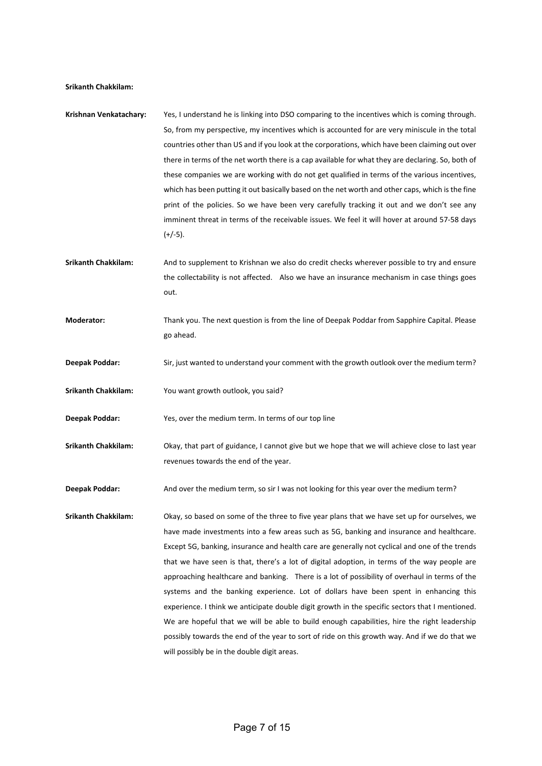**Srikanth Chakkilam:**

**Krishnan Venkatachary:** Yes, I understand he is linking into DSO comparing to the incentives which is coming through. So, from my perspective, my incentives which is accounted for are very miniscule in the total countries other than US and if you look at the corporations, which have been claiming out over there in terms of the net worth there is a cap available for what they are declaring. So, both of these companies we are working with do not get qualified in terms of the various incentives, which has been putting it out basically based on the net worth and other caps, which is the fine print of the policies. So we have been very carefully tracking it out and we don't see any imminent threat in terms of the receivable issues. We feel it will hover at around 57-58 days (+/-5).

**Srikanth Chakkilam:** And to supplement to Krishnan we also do credit checks wherever possible to try and ensure the collectability is not affected. Also we have an insurance mechanism in case things goes out.

**Moderator:** Thank you. The next question is from the line of Deepak Poddar from Sapphire Capital. Please go ahead.

**Deepak Poddar:** Sir, just wanted to understand your comment with the growth outlook over the medium term?

**Srikanth Chakkilam:** You want growth outlook, you said?

**Deepak Poddar:** Yes, over the medium term. In terms of our top line

**Srikanth Chakkilam:** Okay, that part of guidance, I cannot give but we hope that we will achieve close to last year revenues towards the end of the year.

**Deepak Poddar:** And over the medium term, so sir I was not looking for this year over the medium term?

**Srikanth Chakkilam:** Okay, so based on some of the three to five year plans that we have set up for ourselves, we have made investments into a few areas such as 5G, banking and insurance and healthcare. Except 5G, banking, insurance and health care are generally not cyclical and one of the trends that we have seen is that, there's a lot of digital adoption, in terms of the way people are approaching healthcare and banking. There is a lot of possibility of overhaul in terms of the systems and the banking experience. Lot of dollars have been spent in enhancing this experience. I think we anticipate double digit growth in the specific sectors that I mentioned. We are hopeful that we will be able to build enough capabilities, hire the right leadership possibly towards the end of the year to sort of ride on this growth way. And if we do that we will possibly be in the double digit areas.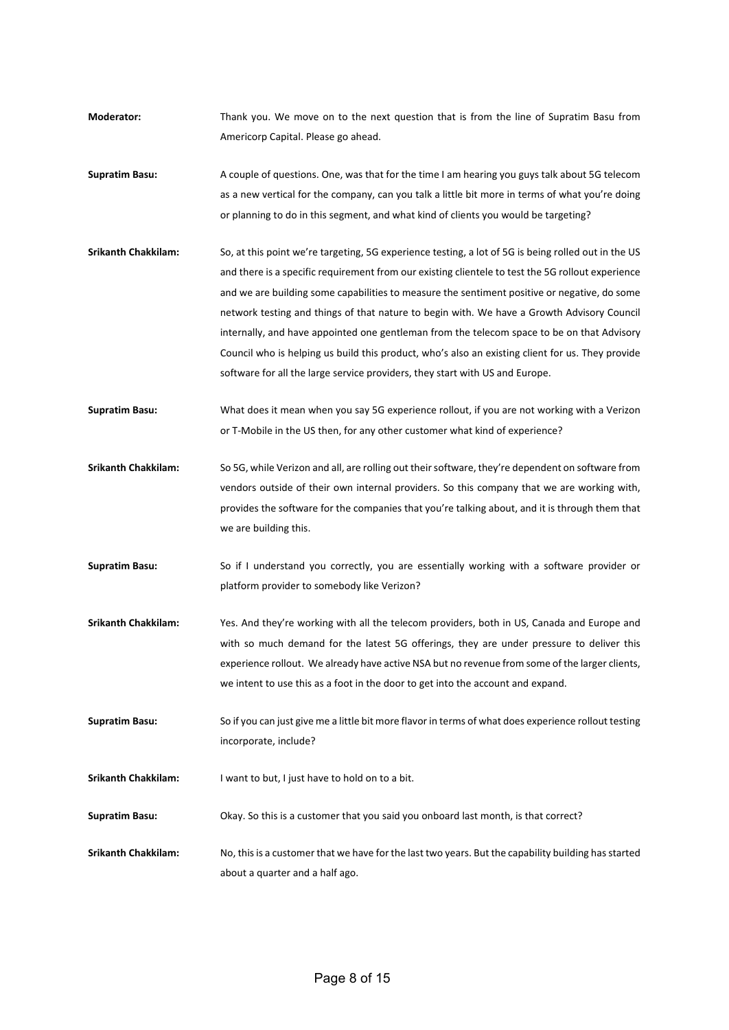**Moderator:** Thank you. We move on to the next question that is from the line of Supratim Basu from Americorp Capital. Please go ahead.

**Supratim Basu:** A couple of questions. One, was that for the time I am hearing you guys talk about 5G telecom as a new vertical for the company, can you talk a little bit more in terms of what you're doing or planning to do in this segment, and what kind of clients you would be targeting?

**Srikanth Chakkilam:** So, at this point we're targeting, 5G experience testing, a lot of 5G is being rolled out in the US and there is a specific requirement from our existing clientele to test the 5G rollout experience and we are building some capabilities to measure the sentiment positive or negative, do some network testing and things of that nature to begin with. We have a Growth Advisory Council internally, and have appointed one gentleman from the telecom space to be on that Advisory Council who is helping us build this product, who's also an existing client for us. They provide software for all the large service providers, they start with US and Europe.

**Supratim Basu:** What does it mean when you say 5G experience rollout, if you are not working with a Verizon or T-Mobile in the US then, for any other customer what kind of experience?

**Srikanth Chakkilam:** So 5G, while Verizon and all, are rolling out their software, they're dependent on software from vendors outside of their own internal providers. So this company that we are working with, provides the software for the companies that you're talking about, and it is through them that we are building this.

**Supratim Basu:** So if I understand you correctly, you are essentially working with a software provider or platform provider to somebody like Verizon?

**Srikanth Chakkilam:** Yes. And they're working with all the telecom providers, both in US, Canada and Europe and with so much demand for the latest 5G offerings, they are under pressure to deliver this experience rollout. We already have active NSA but no revenue from some of the larger clients, we intent to use this as a foot in the door to get into the account and expand.

**Supratim Basu:** So if you can just give me a little bit more flavor in terms of what does experience rollout testing incorporate, include?

**Srikanth Chakkilam:** I want to but, I just have to hold on to a bit.

**Supratim Basu:** Okay. So this is a customer that you said you onboard last month, is that correct?

**Srikanth Chakkilam:** No, this is a customer that we have for the last two years. But the capability building has started about a quarter and a half ago.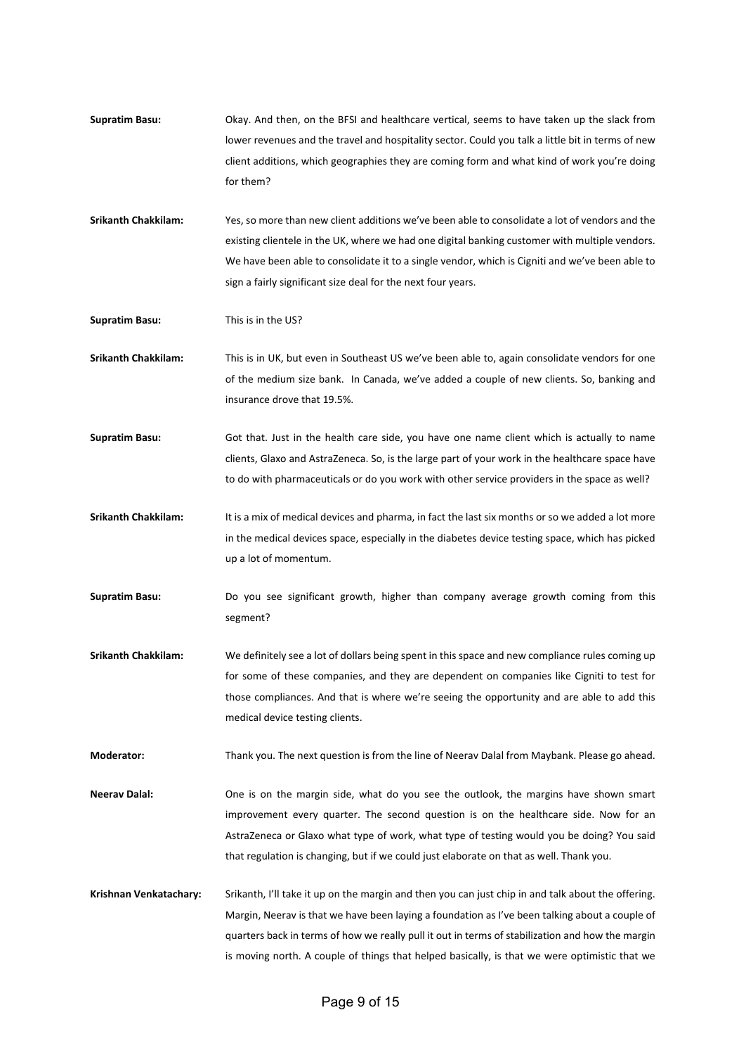**Supratim Basu:** Okay. And then, on the BFSI and healthcare vertical, seems to have taken up the slack from lower revenues and the travel and hospitality sector. Could you talk a little bit in terms of new client additions, which geographies they are coming form and what kind of work you're doing for them?

**Srikanth Chakkilam:** Yes, so more than new client additions we've been able to consolidate a lot of vendors and the existing clientele in the UK, where we had one digital banking customer with multiple vendors. We have been able to consolidate it to a single vendor, which is Cigniti and we've been able to sign a fairly significant size deal for the next four years.

**Supratim Basu:** This is in the US?

**Srikanth Chakkilam:** This is in UK, but even in Southeast US we've been able to, again consolidate vendors for one of the medium size bank. In Canada, we've added a couple of new clients. So, banking and insurance drove that 19.5%.

**Supratim Basu:** Got that. Just in the health care side, you have one name client which is actually to name clients, Glaxo and AstraZeneca. So, is the large part of your work in the healthcare space have to do with pharmaceuticals or do you work with other service providers in the space as well?

**Srikanth Chakkilam:** It is a mix of medical devices and pharma, in fact the last six months or so we added a lot more in the medical devices space, especially in the diabetes device testing space, which has picked up a lot of momentum.

**Supratim Basu:** Do you see significant growth, higher than company average growth coming from this segment?

**Srikanth Chakkilam:** We definitely see a lot of dollars being spent in this space and new compliance rules coming up for some of these companies, and they are dependent on companies like Cigniti to test for those compliances. And that is where we're seeing the opportunity and are able to add this medical device testing clients.

**Moderator:** Thank you. The next question is from the line of Neerav Dalal from Maybank. Please go ahead.

**Neerav Dalal:** One is on the margin side, what do you see the outlook, the margins have shown smart improvement every quarter. The second question is on the healthcare side. Now for an AstraZeneca or Glaxo what type of work, what type of testing would you be doing? You said that regulation is changing, but if we could just elaborate on that as well. Thank you.

**Krishnan Venkatachary:** Srikanth, I'll take it up on the margin and then you can just chip in and talk about the offering. Margin, Neerav is that we have been laying a foundation as I've been talking about a couple of quarters back in terms of how we really pull it out in terms of stabilization and how the margin is moving north. A couple of things that helped basically, is that we were optimistic that we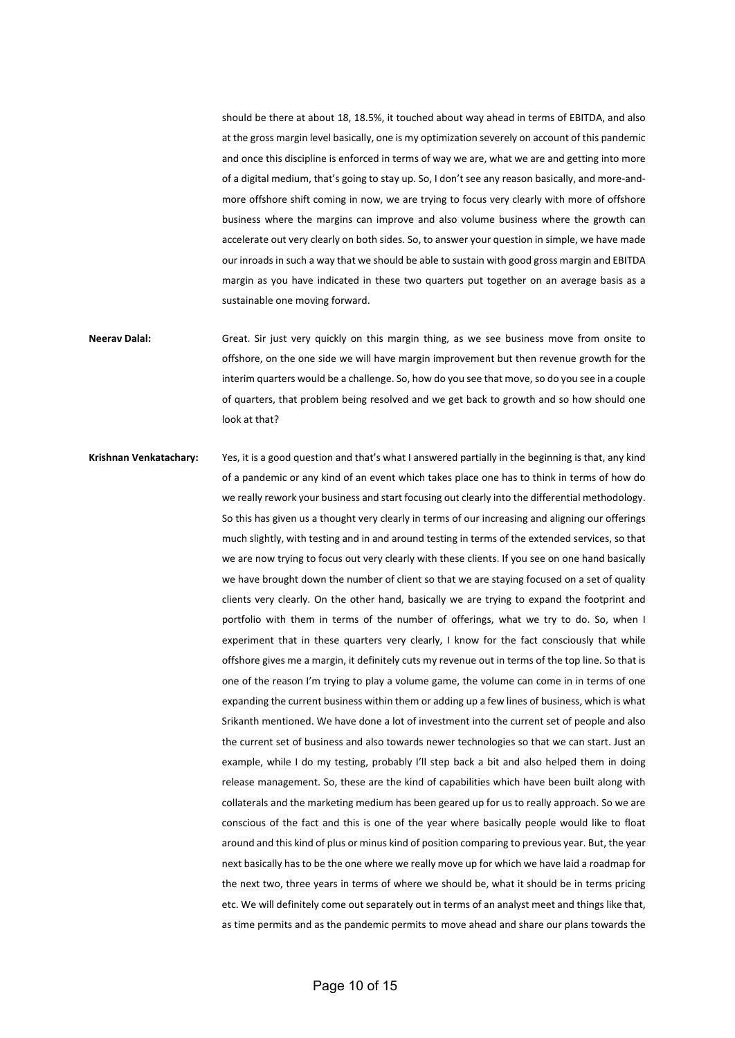should be there at about 18, 18.5%, it touched about way ahead in terms of EBITDA, and also at the gross margin level basically, one is my optimization severely on account of this pandemic and once this discipline is enforced in terms of way we are, what we are and getting into more of a digital medium, that's going to stay up. So, I don't see any reason basically, and more-and-more offshore shift coming in now, we are trying to focus very clearly with more of offshore business where the margins can improve and also volume business where the growth can accelerate out very clearly on both sides. So, to answer your question in simple, we have made our inroads in such a way that we should be able to sustain with good gross margin and EBITDA margin as you have indicated in these two quarters put together on an average basis as a sustainable one moving forward.

**Neerav Dalal:** Great. Sir just very quickly on this margin thing, as we see business move from onsite to offshore, on the one side we will have margin improvement but then revenue growth for the interim quarters would be a challenge. So, how do you see that move, so do you see in a couple of quarters, that problem being resolved and we get back to growth and so how should one look at that?

**Krishnan Venkatachary:** Yes, it is a good question and that's what I answered partially in the beginning is that, any kind of a pandemic or any kind of an event which takes place one has to think in terms of how do we really rework your business and start focusing out clearly into the differential methodology. So this has given us a thought very clearly in terms of our increasing and aligning our offerings much slightly, with testing and in and around testing in terms of the extended services, so that we are now trying to focus out very clearly with these clients. If you see on one hand basically we have brought down the number of client so that we are staying focused on a set of quality clients very clearly. On the other hand, basically we are trying to expand the footprint and portfolio with them in terms of the number of offerings, what we try to do. So, when I experiment that in these quarters very clearly, I know for the fact consciously that while offshore gives me a margin, it definitely cuts my revenue out in terms of the top line. So that is one of the reason I'm trying to play a volume game, the volume can come in in terms of one expanding the current business within them or adding up a few lines of business, which is what Srikanth mentioned. We have done a lot of investment into the current set of people and also the current set of business and also towards newer technologies so that we can start. Just an example, while I do my testing, probably I'll step back a bit and also helped them in doing release management. So, these are the kind of capabilities which have been built along with collaterals and the marketing medium has been geared up for us to really approach. So we are conscious of the fact and this is one of the year where basically people would like to float around and this kind of plus or minus kind of position comparing to previous year. But, the year next basically has to be the one where we really move up for which we have laid a roadmap for the next two, three years in terms of where we should be, what it should be in terms pricing etc. We will definitely come out separately out in terms of an analyst meet and things like that, as time permits and as the pandemic permits to move ahead and share our plans towards the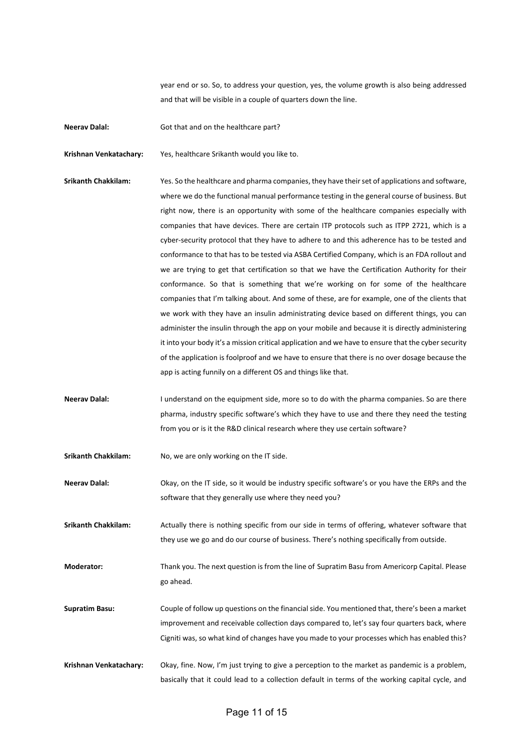year end or so. So, to address your question, yes, the volume growth is also being addressed and that will be visible in a couple of quarters down the line.

**Neerav Dalal:** Got that and on the healthcare part?

**Krishnan Venkatachary:** Yes, healthcare Srikanth would you like to.

**Srikanth Chakkilam:** Yes. So the healthcare and pharma companies, they have their set of applications and software, where we do the functional manual performance testing in the general course of business. But right now, there is an opportunity with some of the healthcare companies especially with companies that have devices. There are certain ITP protocols such as ITPP 2721, which is a cyber-security protocol that they have to adhere to and this adherence has to be tested and conformance to that has to be tested via ASBA Certified Company, which is an FDA rollout and we are trying to get that certification so that we have the Certification Authority for their conformance. So that is something that we're working on for some of the healthcare companies that I'm talking about. And some of these, are for example, one of the clients that we work with they have an insulin administrating device based on different things, you can administer the insulin through the app on your mobile and because it is directly administering it into your body it's a mission critical application and we have to ensure that the cyber security of the application is foolproof and we have to ensure that there is no over dosage because the app is acting funnily on a different OS and things like that.

**Neerav Dalal:** I understand on the equipment side, more so to do with the pharma companies. So are there pharma, industry specific software's which they have to use and there they need the testing from you or is it the R&D clinical research where they use certain software?

**Srikanth Chakkilam:** No, we are only working on the IT side.

**Neerav Dalal:** Okay, on the IT side, so it would be industry specific software's or you have the ERPs and the software that they generally use where they need you?

**Srikanth Chakkilam:** Actually there is nothing specific from our side in terms of offering, whatever software that they use we go and do our course of business. There's nothing specifically from outside.

**Moderator:** Thank you. The next question is from the line of Supratim Basu from Americorp Capital. Please go ahead.

**Supratim Basu:** Couple of follow up questions on the financial side. You mentioned that, there's been a market improvement and receivable collection days compared to, let's say four quarters back, where Cigniti was, so what kind of changes have you made to your processes which has enabled this?

**Krishnan Venkatachary:** Okay, fine. Now, I'm just trying to give a perception to the market as pandemic is a problem, basically that it could lead to a collection default in terms of the working capital cycle, and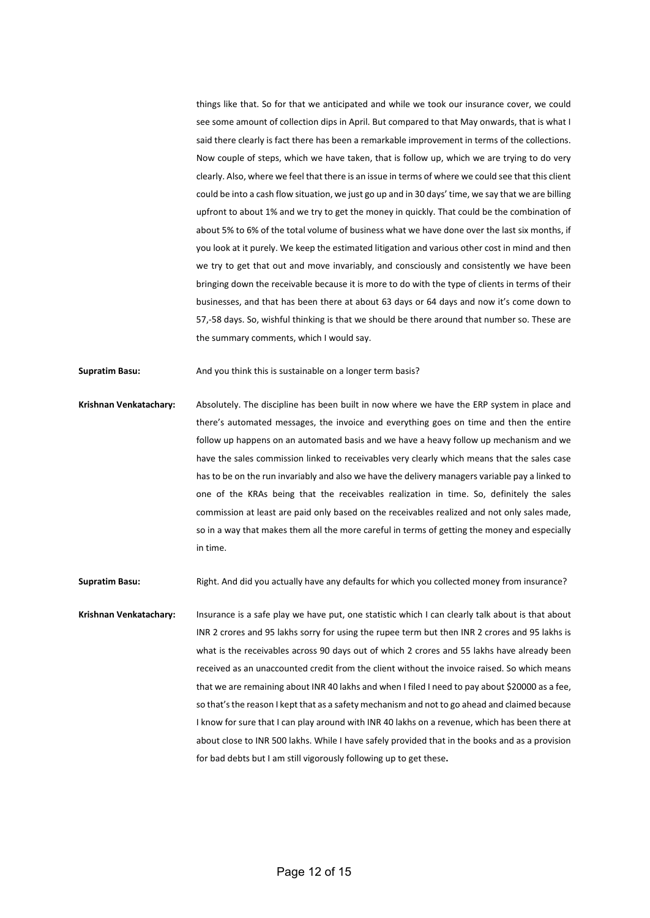things like that. So for that we anticipated and while we took our insurance cover, we could see some amount of collection dips in April. But compared to that May onwards, that is what I said there clearly is fact there has been a remarkable improvement in terms of the collections. Now couple of steps, which we have taken, that is follow up, which we are trying to do very clearly. Also, where we feel that there is an issue in terms of where we could see that this client could be into a cash flow situation, we just go up and in 30 days' time, we say that we are billing upfront to about 1% and we try to get the money in quickly. That could be the combination of about 5% to 6% of the total volume of business what we have done over the last six months, if you look at it purely. We keep the estimated litigation and various other cost in mind and then we try to get that out and move invariably, and consciously and consistently we have been bringing down the receivable because it is more to do with the type of clients in terms of their businesses, and that has been there at about 63 days or 64 days and now it's come down to 57,-58 days. So, wishful thinking is that we should be there around that number so. These are the summary comments, which I would say.

**Supratim Basu:** And you think this is sustainable on a longer term basis?

**Krishnan Venkatachary:** Absolutely. The discipline has been built in now where we have the ERP system in place and there's automated messages, the invoice and everything goes on time and then the entire follow up happens on an automated basis and we have a heavy follow up mechanism and we have the sales commission linked to receivables very clearly which means that the sales case has to be on the run invariably and also we have the delivery managers variable pay a linked to one of the KRAs being that the receivables realization in time. So, definitely the sales commission at least are paid only based on the receivables realized and not only sales made, so in a way that makes them all the more careful in terms of getting the money and especially in time.

**Supratim Basu:** Right. And did you actually have any defaults for which you collected money from insurance?

**Krishnan Venkatachary:** Insurance is a safe play we have put, one statistic which I can clearly talk about is that about INR 2 crores and 95 lakhs sorry for using the rupee term but then INR 2 crores and 95 lakhs is what is the receivables across 90 days out of which 2 crores and 55 lakhs have already been received as an unaccounted credit from the client without the invoice raised. So which means that we are remaining about INR 40 lakhs and when I filed I need to pay about $20000 as a fee, so that's the reason I kept that as a safety mechanism and not to go ahead and claimed because I know for sure that I can play around with INR 40 lakhs on a revenue, which has been there at about close to INR 500 lakhs. While I have safely provided that in the books and as a provision for bad debts but I am still vigorously following up to get these**.**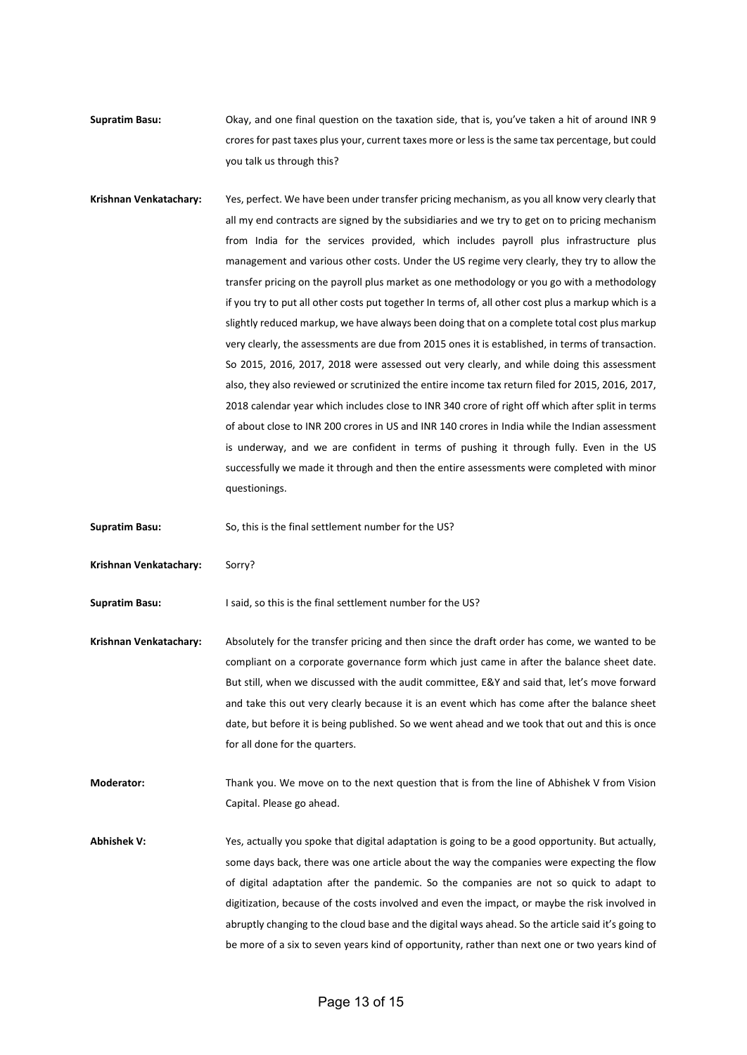**Supratim Basu:** Okay, and one final question on the taxation side, that is, you've taken a hit of around INR 9 crores for past taxes plus your, current taxes more or less is the same tax percentage, but could you talk us through this?

**Krishnan Venkatachary:** Yes, perfect. We have been under transfer pricing mechanism, as you all know very clearly that all my end contracts are signed by the subsidiaries and we try to get on to pricing mechanism from India for the services provided, which includes payroll plus infrastructure plus management and various other costs. Under the US regime very clearly, they try to allow the transfer pricing on the payroll plus market as one methodology or you go with a methodology if you try to put all other costs put together In terms of, all other cost plus a markup which is a slightly reduced markup, we have always been doing that on a complete total cost plus markup very clearly, the assessments are due from 2015 ones it is established, in terms of transaction. So 2015, 2016, 2017, 2018 were assessed out very clearly, and while doing this assessment also, they also reviewed or scrutinized the entire income tax return filed for 2015, 2016, 2017, 2018 calendar year which includes close to INR 340 crore of right off which after split in terms of about close to INR 200 crores in US and INR 140 crores in India while the Indian assessment is underway, and we are confident in terms of pushing it through fully. Even in the US successfully we made it through and then the entire assessments were completed with minor questionings.

**Supratim Basu:** So, this is the final settlement number for the US?

**Krishnan Venkatachary:** Sorry?

**Supratim Basu:** I said, so this is the final settlement number for the US?

**Krishnan Venkatachary:** Absolutely for the transfer pricing and then since the draft order has come, we wanted to be compliant on a corporate governance form which just came in after the balance sheet date. But still, when we discussed with the audit committee, E&Y and said that, let's move forward and take this out very clearly because it is an event which has come after the balance sheet date, but before it is being published. So we went ahead and we took that out and this is once for all done for the quarters.

**Moderator:** Thank you. We move on to the next question that is from the line of Abhishek V from Vision Capital. Please go ahead.

**Abhishek V:** Yes, actually you spoke that digital adaptation is going to be a good opportunity. But actually, some days back, there was one article about the way the companies were expecting the flow of digital adaptation after the pandemic. So the companies are not so quick to adapt to digitization, because of the costs involved and even the impact, or maybe the risk involved in abruptly changing to the cloud base and the digital ways ahead. So the article said it's going to be more of a six to seven years kind of opportunity, rather than next one or two years kind of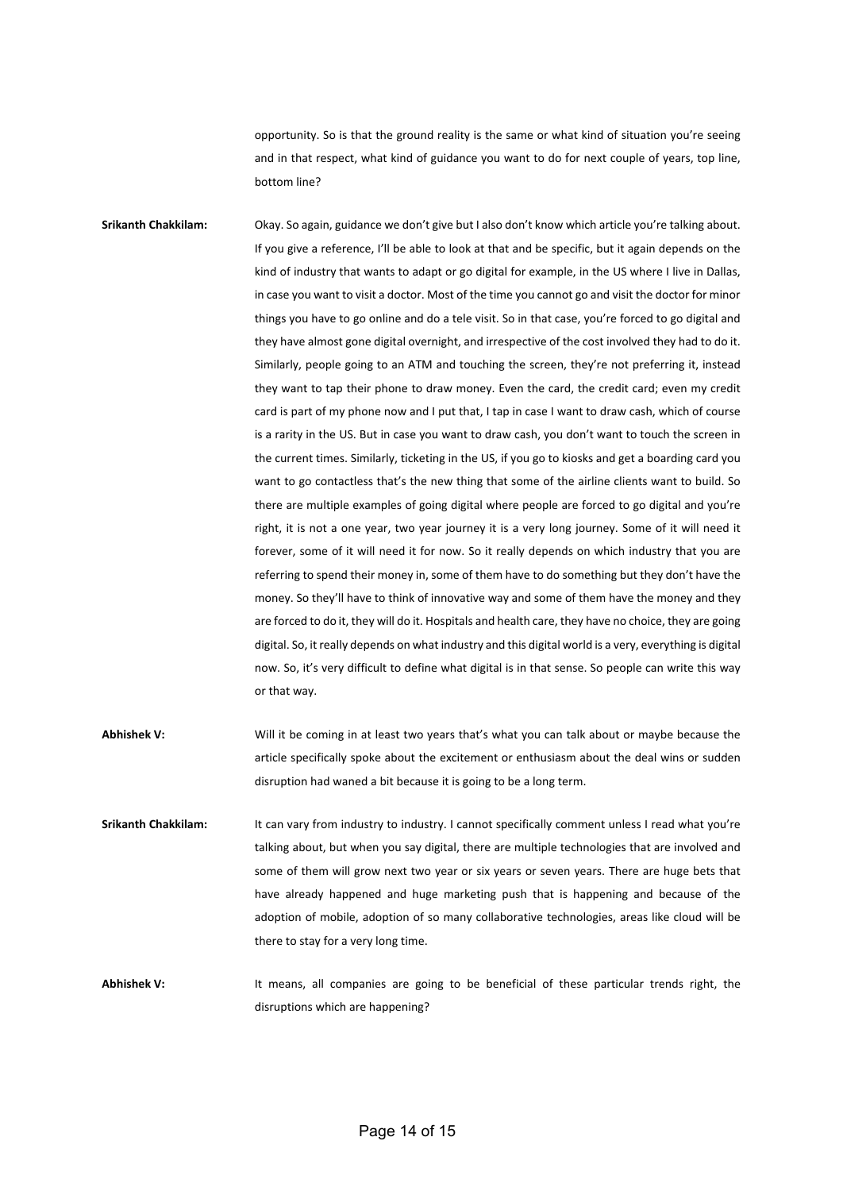opportunity. So is that the ground reality is the same or what kind of situation you're seeing and in that respect, what kind of guidance you want to do for next couple of years, top line, bottom line?

**Srikanth Chakkilam:** Okay. So again, guidance we don't give but I also don't know which article you're talking about. If you give a reference, I'll be able to look at that and be specific, but it again depends on the kind of industry that wants to adapt or go digital for example, in the US where I live in Dallas, in case you want to visit a doctor. Most of the time you cannot go and visit the doctor for minor things you have to go online and do a tele visit. So in that case, you're forced to go digital and they have almost gone digital overnight, and irrespective of the cost involved they had to do it. Similarly, people going to an ATM and touching the screen, they're not preferring it, instead they want to tap their phone to draw money. Even the card, the credit card; even my credit card is part of my phone now and I put that, I tap in case I want to draw cash, which of course is a rarity in the US. But in case you want to draw cash, you don't want to touch the screen in the current times. Similarly, ticketing in the US, if you go to kiosks and get a boarding card you want to go contactless that's the new thing that some of the airline clients want to build. So there are multiple examples of going digital where people are forced to go digital and you're right, it is not a one year, two year journey it is a very long journey. Some of it will need it forever, some of it will need it for now. So it really depends on which industry that you are referring to spend their money in, some of them have to do something but they don't have the money. So they'll have to think of innovative way and some of them have the money and they are forced to do it, they will do it. Hospitals and health care, they have no choice, they are going digital. So, it really depends on what industry and this digital world is a very, everything is digital now. So, it's very difficult to define what digital is in that sense. So people can write this way or that way.

**Abhishek V:** Will it be coming in at least two years that's what you can talk about or maybe because the article specifically spoke about the excitement or enthusiasm about the deal wins or sudden disruption had waned a bit because it is going to be a long term.

**Srikanth Chakkilam:** It can vary from industry to industry. I cannot specifically comment unless I read what you're talking about, but when you say digital, there are multiple technologies that are involved and some of them will grow next two year or six years or seven years. There are huge bets that have already happened and huge marketing push that is happening and because of the adoption of mobile, adoption of so many collaborative technologies, areas like cloud will be there to stay for a very long time.

**Abhishek V:** It means, all companies are going to be beneficial of these particular trends right, the disruptions which are happening?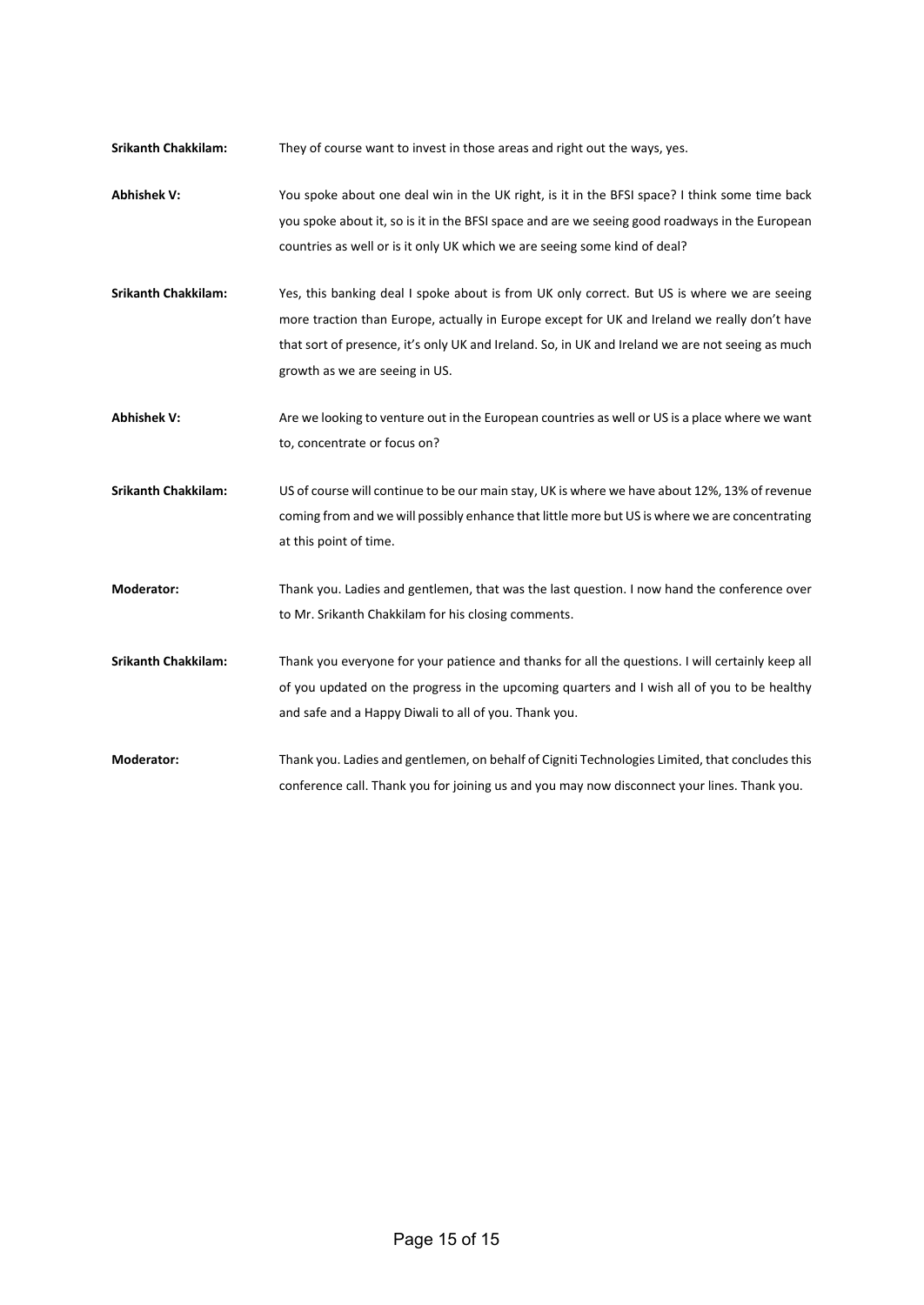**Srikanth Chakkilam:** They of course want to invest in those areas and right out the ways, yes.

**Abhishek V:** You spoke about one deal win in the UK right, is it in the BFSI space? I think some time back you spoke about it, so is it in the BFSI space and are we seeing good roadways in the European countries as well or is it only UK which we are seeing some kind of deal?

**Srikanth Chakkilam:** Yes, this banking deal I spoke about is from UK only correct. But US is where we are seeing more traction than Europe, actually in Europe except for UK and Ireland we really don't have that sort of presence, it's only UK and Ireland. So, in UK and Ireland we are not seeing as much growth as we are seeing in US.

**Abhishek V:** Are we looking to venture out in the European countries as well or US is a place where we want to, concentrate or focus on?

**Srikanth Chakkilam:** US of course will continue to be our main stay, UK is where we have about 12%, 13% of revenue coming from and we will possibly enhance that little more but US is where we are concentrating at this point of time.

**Moderator:** Thank you. Ladies and gentlemen, that was the last question. I now hand the conference over to Mr. Srikanth Chakkilam for his closing comments.

**Srikanth Chakkilam:** Thank you everyone for your patience and thanks for all the questions. I will certainly keep all of you updated on the progress in the upcoming quarters and I wish all of you to be healthy and safe and a Happy Diwali to all of you. Thank you.

**Moderator:** Thank you. Ladies and gentlemen, on behalf of Cigniti Technologies Limited, that concludes this conference call. Thank you for joining us and you may now disconnect your lines. Thank you.